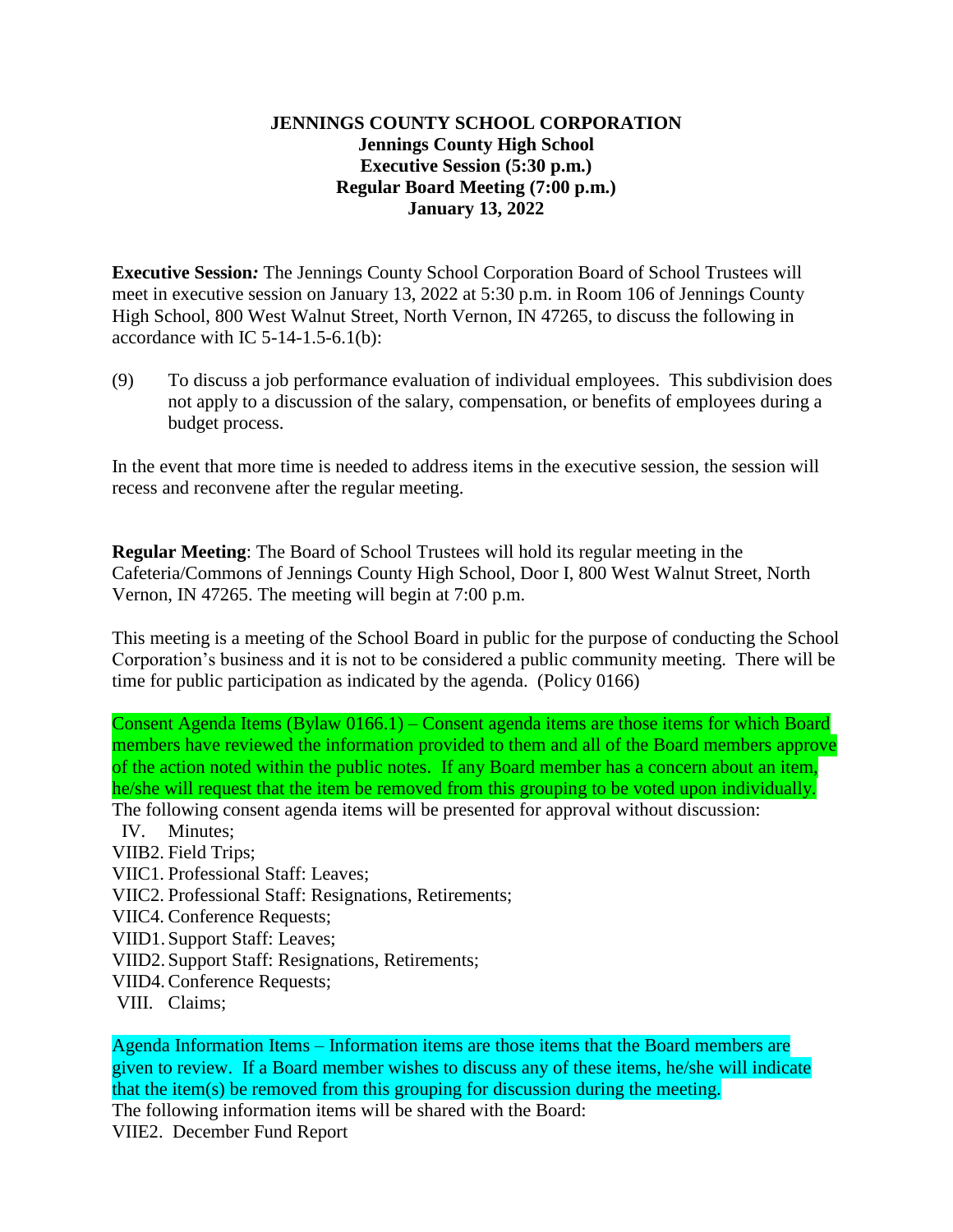**JENNINGS COUNTY SCHOOL CORPORATION**
**Jennings County High School**
**Executive Session (5:30 p.m.)**
**Regular Board Meeting (7:00 p.m.)**
**January 13, 2022**

**Executive Session***:* The Jennings County School Corporation Board of School Trustees will meet in executive session on January 13, 2022 at 5:30 p.m. in Room 106 of Jennings County High School, 800 West Walnut Street, North Vernon, IN 47265, to discuss the following in accordance with IC 5-14-1.5-6.1(b):

(9) To discuss a job performance evaluation of individual employees. This subdivision does not apply to a discussion of the salary, compensation, or benefits of employees during a budget process.

In the event that more time is needed to address items in the executive session, the session will recess and reconvene after the regular meeting.

**Regular Meeting**: The Board of School Trustees will hold its regular meeting in the Cafeteria/Commons of Jennings County High School, Door I, 800 West Walnut Street, North Vernon, IN 47265. The meeting will begin at 7:00 p.m.

This meeting is a meeting of the School Board in public for the purpose of conducting the School Corporation's business and it is not to be considered a public community meeting. There will be time for public participation as indicated by the agenda. (Policy 0166)

Consent Agenda Items (Bylaw 0166.1) – Consent agenda items are those items for which Board members have reviewed the information provided to them and all of the Board members approve of the action noted within the public notes. If any Board member has a concern about an item, he/she will request that the item be removed from this grouping to be voted upon individually.
The following consent agenda items will be presented for approval without discussion:

IV. Minutes;
VIIB2. Field Trips;
VIIC1. Professional Staff: Leaves;
VIIC2. Professional Staff: Resignations, Retirements;
VIIC4. Conference Requests;
VIID1. Support Staff: Leaves;
VIID2. Support Staff: Resignations, Retirements;
VIID4. Conference Requests;
VIII. Claims;

Agenda Information Items – Information items are those items that the Board members are given to review. If a Board member wishes to discuss any of these items, he/she will indicate that the item(s) be removed from this grouping for discussion during the meeting.
The following information items will be shared with the Board:
VIIE2. December Fund Report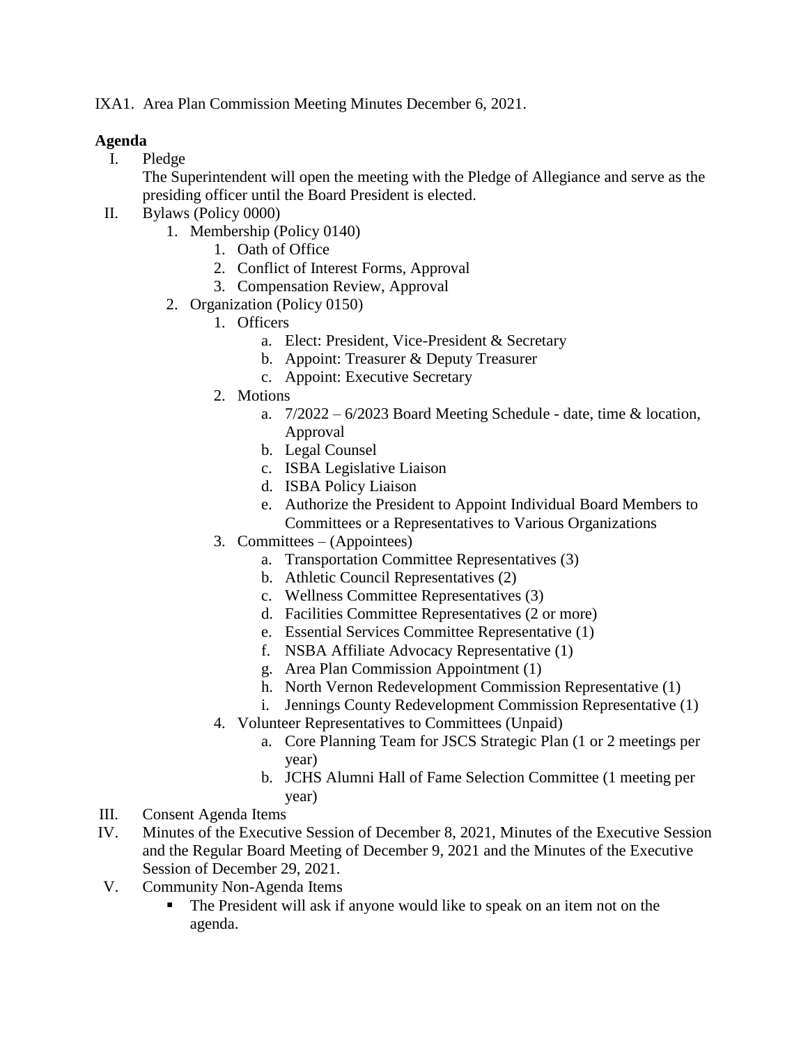IXA1. Area Plan Commission Meeting Minutes December 6, 2021.

**Agenda**

I. Pledge
   The Superintendent will open the meeting with the Pledge of Allegiance and serve as the presiding officer until the Board President is elected.

II. Bylaws (Policy 0000)
   1. Membership (Policy 0140)
      1. Oath of Office
      2. Conflict of Interest Forms, Approval
      3. Compensation Review, Approval
   2. Organization (Policy 0150)
      1. Officers
         a. Elect: President, Vice-President & Secretary
         b. Appoint: Treasurer & Deputy Treasurer
         c. Appoint: Executive Secretary
      2. Motions
         a. 7/2022 – 6/2023 Board Meeting Schedule - date, time & location, Approval
         b. Legal Counsel
         c. ISBA Legislative Liaison
         d. ISBA Policy Liaison
         e. Authorize the President to Appoint Individual Board Members to Committees or a Representatives to Various Organizations
      3. Committees – (Appointees)
         a. Transportation Committee Representatives (3)
         b. Athletic Council Representatives (2)
         c. Wellness Committee Representatives (3)
         d. Facilities Committee Representatives (2 or more)
         e. Essential Services Committee Representative (1)
         f. NSBA Affiliate Advocacy Representative (1)
         g. Area Plan Commission Appointment (1)
         h. North Vernon Redevelopment Commission Representative (1)
         i. Jennings County Redevelopment Commission Representative (1)
      4. Volunteer Representatives to Committees (Unpaid)
         a. Core Planning Team for JSCS Strategic Plan (1 or 2 meetings per year)
         b. JCHS Alumni Hall of Fame Selection Committee (1 meeting per year)

III. Consent Agenda Items

IV. Minutes of the Executive Session of December 8, 2021, Minutes of the Executive Session and the Regular Board Meeting of December 9, 2021 and the Minutes of the Executive Session of December 29, 2021.

V. Community Non-Agenda Items
   - The President will ask if anyone would like to speak on an item not on the agenda.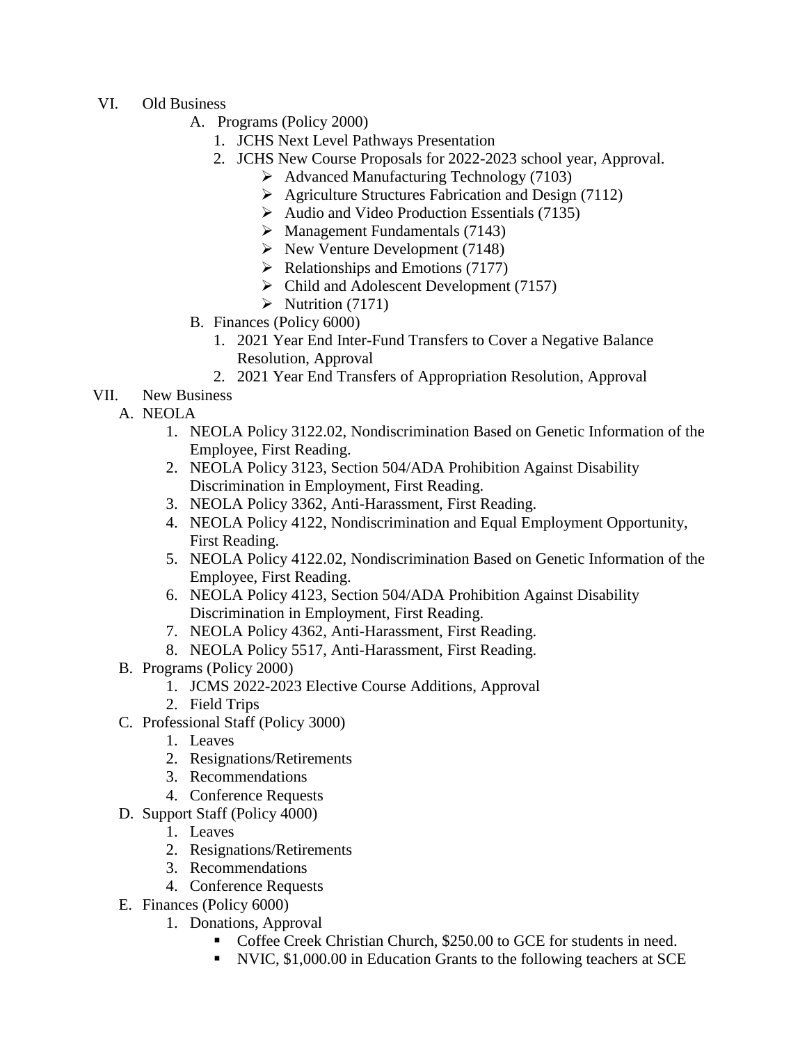VI. Old Business

- A. Programs (Policy 2000)
    1. JCHS Next Level Pathways Presentation
    2. JCHS New Course Proposals for 2022-2023 school year, Approval.
        - Advanced Manufacturing Technology (7103)
        - Agriculture Structures Fabrication and Design (7112)
        - Audio and Video Production Essentials (7135)
        - Management Fundamentals (7143)
        - New Venture Development (7148)
        - Relationships and Emotions (7177)
        - Child and Adolescent Development (7157)
        - Nutrition (7171)
- B. Finances (Policy 6000)
    1. 2021 Year End Inter-Fund Transfers to Cover a Negative Balance Resolution, Approval
    2. 2021 Year End Transfers of Appropriation Resolution, Approval

VII. New Business

- A. NEOLA
    1. NEOLA Policy 3122.02, Nondiscrimination Based on Genetic Information of the Employee, First Reading.
    2. NEOLA Policy 3123, Section 504/ADA Prohibition Against Disability Discrimination in Employment, First Reading.
    3. NEOLA Policy 3362, Anti-Harassment, First Reading.
    4. NEOLA Policy 4122, Nondiscrimination and Equal Employment Opportunity, First Reading.
    5. NEOLA Policy 4122.02, Nondiscrimination Based on Genetic Information of the Employee, First Reading.
    6. NEOLA Policy 4123, Section 504/ADA Prohibition Against Disability Discrimination in Employment, First Reading.
    7. NEOLA Policy 4362, Anti-Harassment, First Reading.
    8. NEOLA Policy 5517, Anti-Harassment, First Reading.
- B. Programs (Policy 2000)
    1. JCMS 2022-2023 Elective Course Additions, Approval
    2. Field Trips
- C. Professional Staff (Policy 3000)
    1. Leaves
    2. Resignations/Retirements
    3. Recommendations
    4. Conference Requests
- D. Support Staff (Policy 4000)
    1. Leaves
    2. Resignations/Retirements
    3. Recommendations
    4. Conference Requests
- E. Finances (Policy 6000)
    1. Donations, Approval
        - Coffee Creek Christian Church, $250.00 to GCE for students in need.
        - NVIC, $1,000.00 in Education Grants to the following teachers at SCE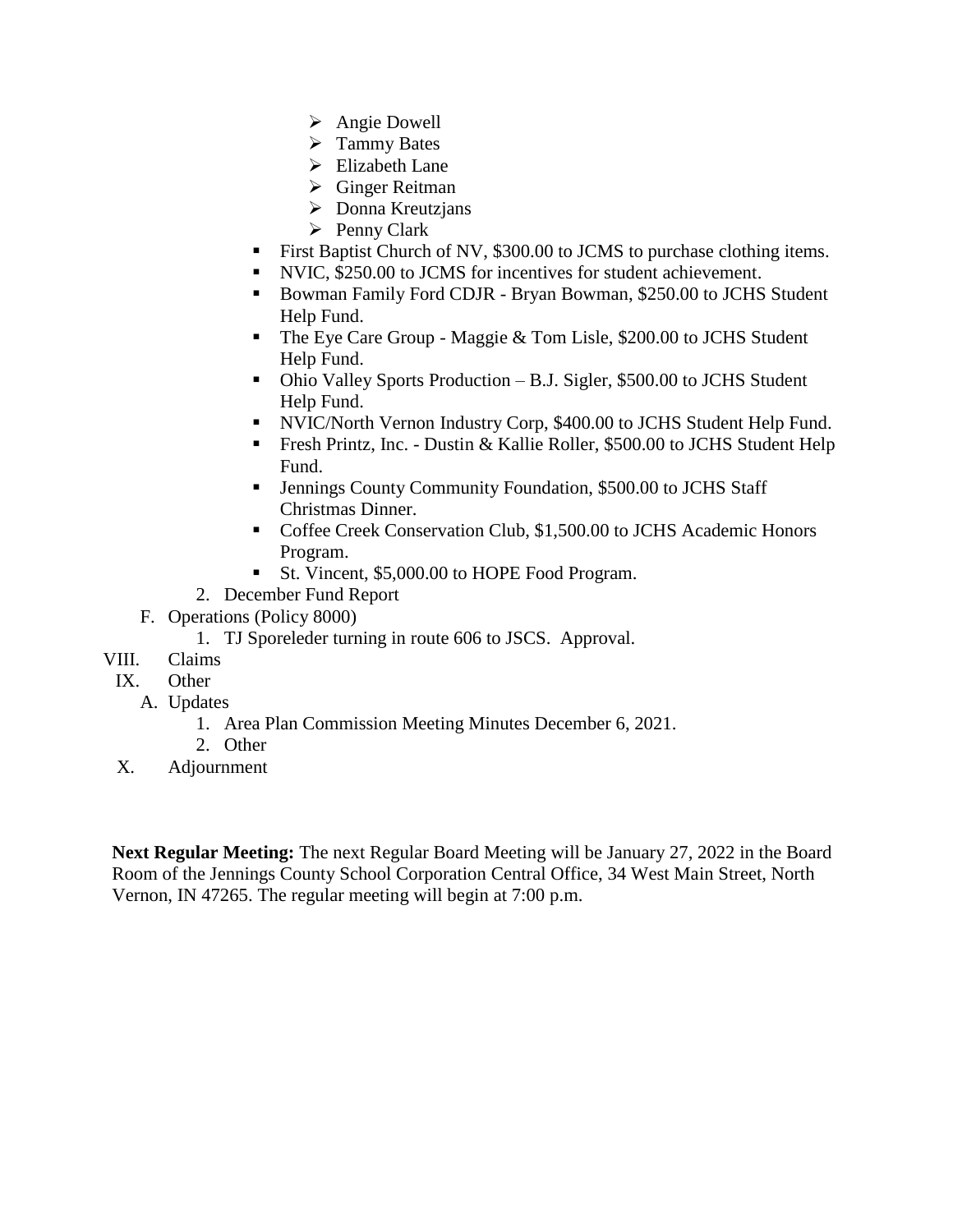- Angie Dowell
        - Tammy Bates
        - Elizabeth Lane
        - Ginger Reitman
        - Donna Kreutzjans
        - Penny Clark
      - First Baptist Church of NV, $300.00 to JCMS to purchase clothing items.
      - NVIC, $250.00 to JCMS for incentives for student achievement.
      - Bowman Family Ford CDJR - Bryan Bowman, $250.00 to JCHS Student Help Fund.
      - The Eye Care Group - Maggie & Tom Lisle, $200.00 to JCHS Student Help Fund.
      - Ohio Valley Sports Production – B.J. Sigler, $500.00 to JCHS Student Help Fund.
      - NVIC/North Vernon Industry Corp, $400.00 to JCHS Student Help Fund.
      - Fresh Printz, Inc. - Dustin & Kallie Roller, $500.00 to JCHS Student Help Fund.
      - Jennings County Community Foundation, $500.00 to JCHS Staff Christmas Dinner.
      - Coffee Creek Conservation Club, $1,500.00 to JCHS Academic Honors Program.
      - St. Vincent, $5,000.00 to HOPE Food Program.
    2. December Fund Report
  F. Operations (Policy 8000)
    1. TJ Sporeleder turning in route 606 to JSCS. Approval.

VIII. Claims

IX. Other
  A. Updates
    1. Area Plan Commission Meeting Minutes December 6, 2021.
    2. Other

X. Adjournment

**Next Regular Meeting:** The next Regular Board Meeting will be January 27, 2022 in the Board Room of the Jennings County School Corporation Central Office, 34 West Main Street, North Vernon, IN 47265. The regular meeting will begin at 7:00 p.m.